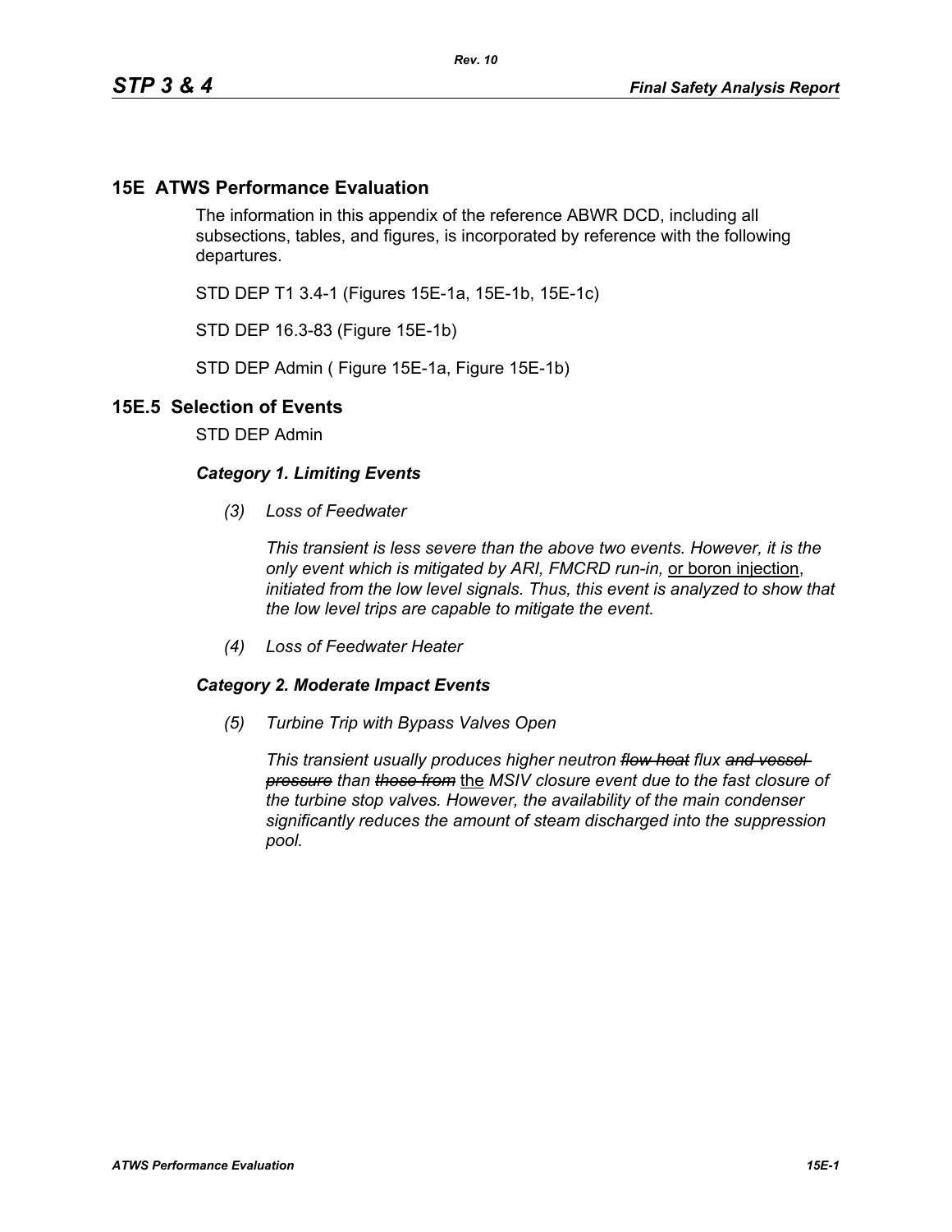# 15E ATWS Performance Evaluation

The information in this appendix of the reference ABWR DCD, including all subsections, tables, and figures, is incorporated by reference with the following departures.

STD DEP T1 3.4-1 (Figures 15E-1a, 15E-1b, 15E-1c)

STD DEP 16.3-83 (Figure 15E-1b)

STD DEP Admin ( Figure 15E-1a, Figure 15E-1b)

## 15E.5 Selection of Events

STD DEP Admin

***Category 1. Limiting Events***

*(3) Loss of Feedwater*

*This transient is less severe than the above two events. However, it is the only event which is mitigated by ARI, FMCRD run-in,* or boron injection*, initiated from the low level signals. Thus, this event is analyzed to show that the low level trips are capable to mitigate the event.*

*(4) Loss of Feedwater Heater*

***Category 2. Moderate Impact Events***

*(5) Turbine Trip with Bypass Valves Open*

*This transient usually produces higher neutron ~~flow heat~~ flux ~~and vessel pressure~~ than ~~those from~~* the *MSIV closure event due to the fast closure of the turbine stop valves. However, the availability of the main condenser significantly reduces the amount of steam discharged into the suppression pool.*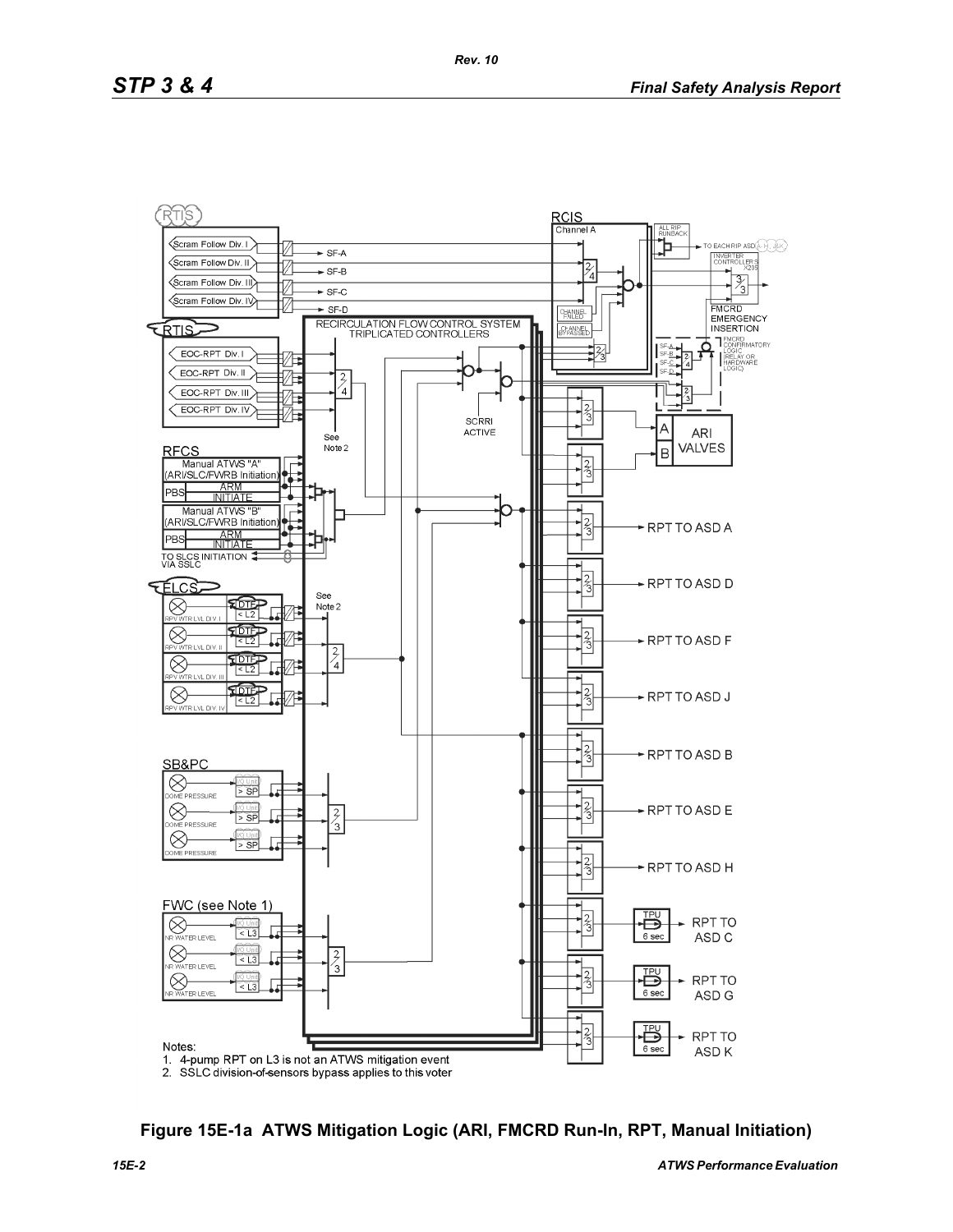Notes:

1. 4-pump RPT on L3 is not an ATWS mitigation event
2. SSLC division-of-sensors bypass applies to this voter

**Figure 15E-1a ATWS Mitigation Logic (ARI, FMCRD Run-In, RPT, Manual Initiation)**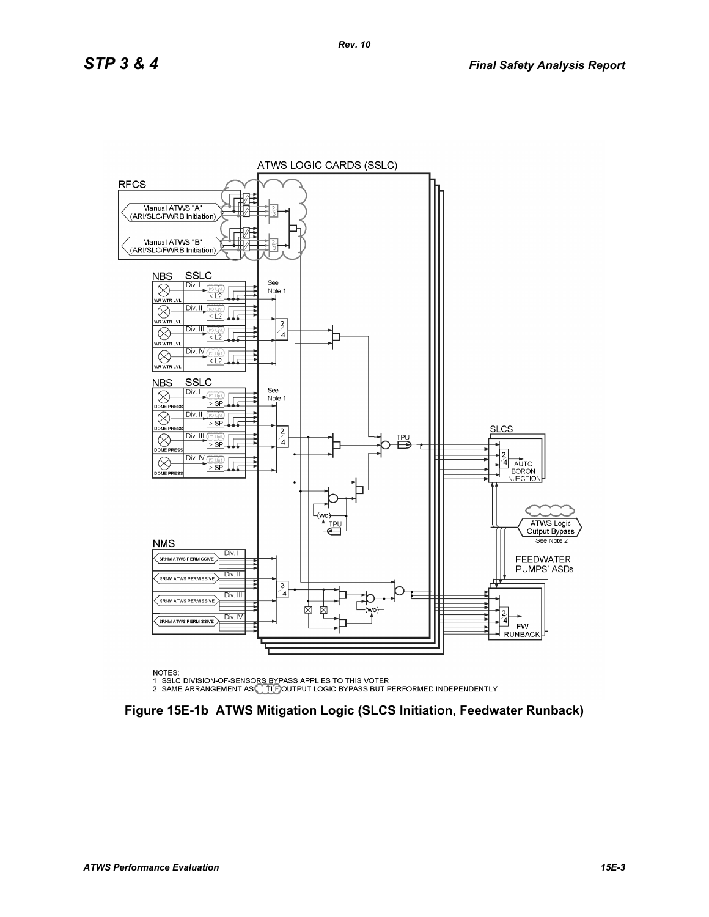ATWS LOGIC CARDS (SSLC)

RFCS

Manual ATWS "A" (ARI/SLC/FWRB Initiation)

Manual ATWS "B" (ARI/SLC/FWRB Initiation)

NBS SSLC

Div. I < L2 WR WTR LVL

Div. II < L2 WR WTR LVL

Div. III < L2 WR WTR LVL

Div. IV < L2 WR WTR LVL

See Note 1

NBS SSLC

Div. I > SP DOME PRESS

Div. II > SP DOME PRESS

Div. III > SP DOME PRESS

Div. IV > SP DOME PRESS

See Note 1

TPU

SLCS

AUTO BORON INJECTION

(wo)

TPU

ATWS Logic Output Bypass

See Note 2

NMS

SRNM ATWS PERMISSIVE Div. I

SRNM ATWS PERMISSIVE Div. II

SRNM ATWS PERMISSIVE Div. III

SRNM ATWS PERMISSIVE Div. IV

FEEDWATER PUMPS' ASDs

(wo)

FW RUNBACK

NOTES:
1. SSLC DIVISION-OF-SENSORS BYPASS APPLIES TO THIS VOTER
2. SAME ARRANGEMENT AS TLF OUTPUT LOGIC BYPASS BUT PERFORMED INDEPENDENTLY

**Figure 15E-1b ATWS Mitigation Logic (SLCS Initiation, Feedwater Runback)**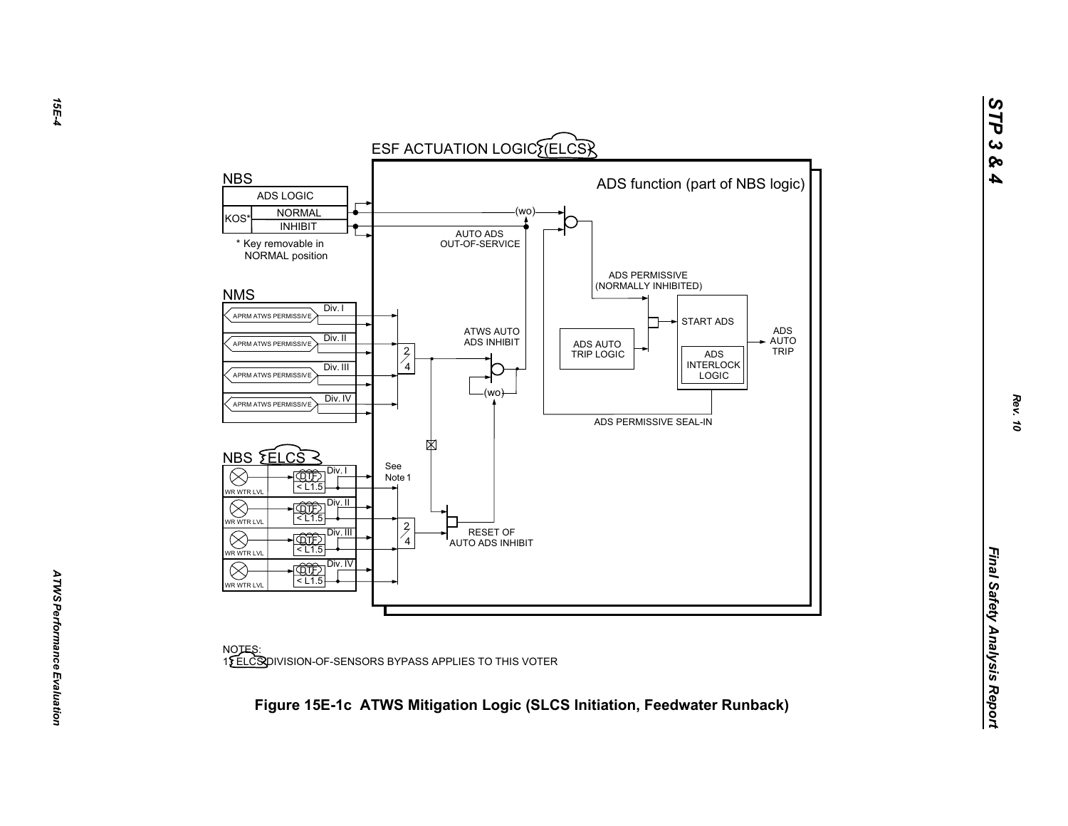ESF ACTUATION LOGIC (ELCS)

NBS

ADS LOGIC

KOS*

NORMAL

INHIBIT

* Key removable in NORMAL position

ADS function (part of NBS logic)

(wo)

AUTO ADS OUT-OF-SERVICE

ADS PERMISSIVE (NORMALLY INHIBITED)

START ADS

ADS AUTO TRIP

ADS AUTO TRIP LOGIC

ADS INTERLOCK LOGIC

ADS PERMISSIVE SEAL-IN

NMS

APRM ATWS PERMISSIVE Div. I

APRM ATWS PERMISSIVE Div. II

APRM ATWS PERMISSIVE Div. III

APRM ATWS PERMISSIVE Div. IV

2/4

ATWS AUTO ADS INHIBIT

(wo)

NBS (ELCS)

WR WTR LVL DTF < L1.5 Div. I

WR WTR LVL DTF < L1.5 Div. II

WR WTR LVL DTF < L1.5 Div. III

WR WTR LVL DTF < L1.5 Div. IV

See Note 1

2/4

RESET OF AUTO ADS INHIBIT

NOTES:
1. ELCS DIVISION-OF-SENSORS BYPASS APPLIES TO THIS VOTER

**Figure 15E-1c ATWS Mitigation Logic (SLCS Initiation, Feedwater Runback)**